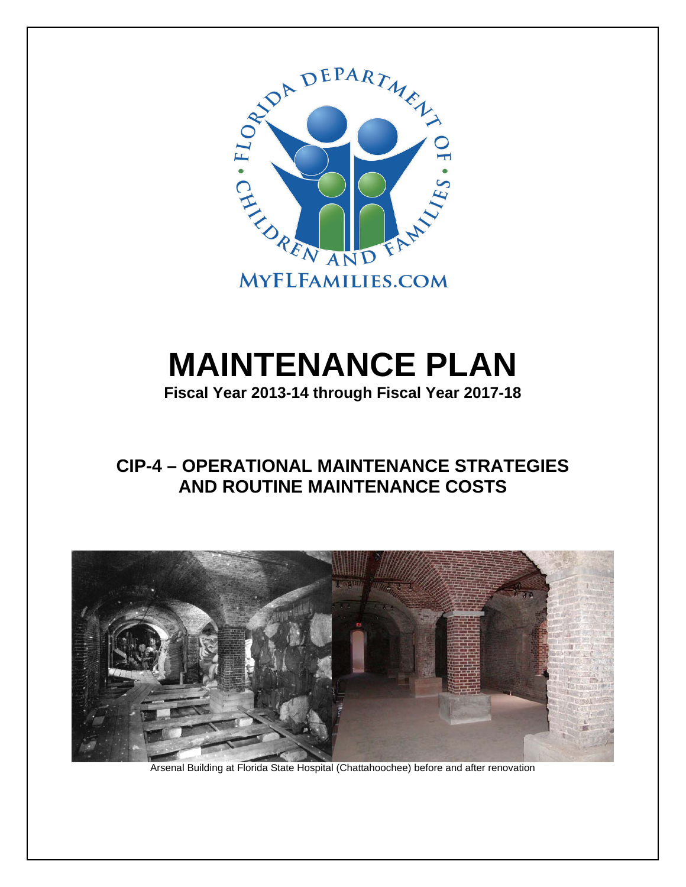# MAINTENANCE PLAN

**Fiscal Year 2013-14 through Fiscal Year 2017-18**

## CIP-4 – OPERATIONAL MAINTENANCE STRATEGIES AND ROUTINE MAINTENANCE COSTS

Arsenal Building at Florida State Hospital (Chattahoochee) before and after renovation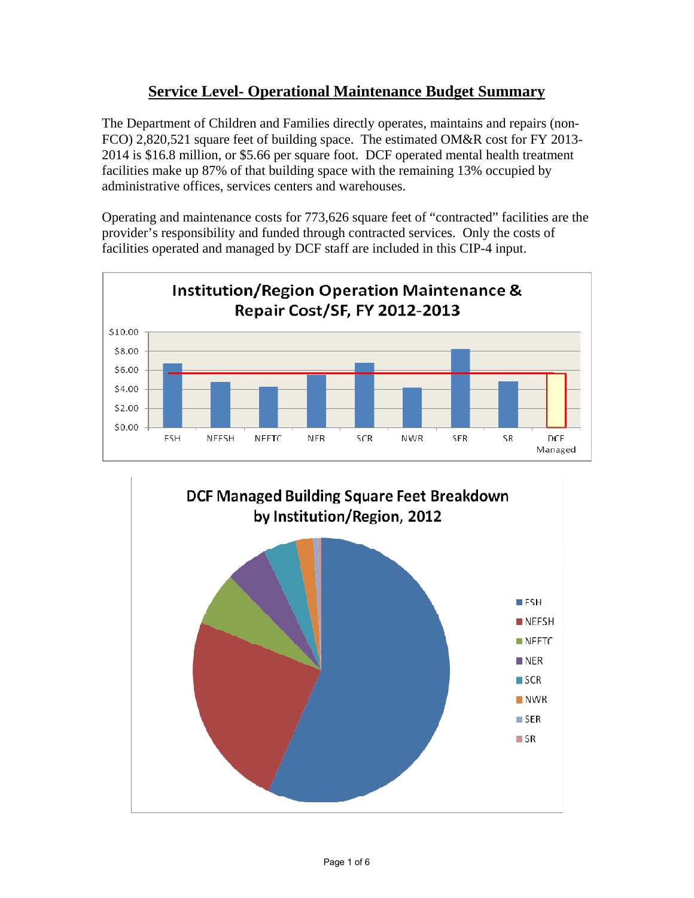# Service Level- Operational Maintenance Budget Summary

The Department of Children and Families directly operates, maintains and repairs (non-FCO) 2,820,521 square feet of building space. The estimated OM&R cost for FY 2013-2014 is $16.8 million, or $5.66 per square foot. DCF operated mental health treatment facilities make up 87% of that building space with the remaining 13% occupied by administrative offices, services centers and warehouses.

Operating and maintenance costs for 773,626 square feet of "contracted" facilities are the provider's responsibility and funded through contracted services. Only the costs of facilities operated and managed by DCF staff are included in this CIP-4 input.

**Institution/Region Operation Maintenance & Repair Cost/SF, FY 2012-2013**

Chart categories: FSH, NEFSH, NEFTC, NER, SCR, NWR, SER, SR, DCF Managed (y-axis $0.00–$10.00)

**DCF Managed Building Square Feet Breakdown by Institution/Region, 2012**

Legend: FSH, NEFSH, NEFTC, NER, SCR, NWR, SER, SR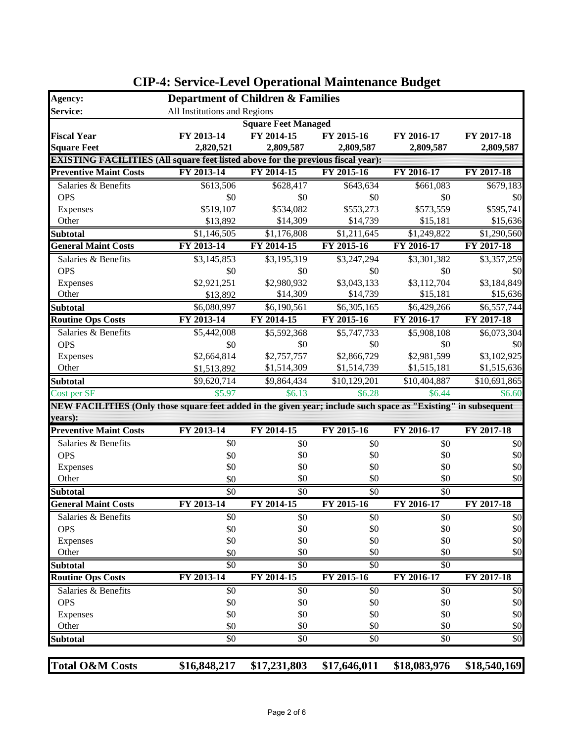# CIP-4: Service-Level Operational Maintenance Budget

| Agency: | Department of Children & Families | | | | |
|---|---|---|---|---|---|
| Service: | All Institutions and Regions | | | | |
| | | Square Feet Managed | | | |
| **Fiscal Year** | **FY 2013-14** | **FY 2014-15** | **FY 2015-16** | **FY 2016-17** | **FY 2017-18** |
| **Square Feet** | **2,820,521** | **2,809,587** | **2,809,587** | **2,809,587** | **2,809,587** |
| **EXISTING FACILITIES (All square feet listed above for the previous fiscal year):** | | | | | |
| **Preventive Maint Costs** | **FY 2013-14** | **FY 2014-15** | **FY 2015-16** | **FY 2016-17** | **FY 2017-18** |
| Salaries & Benefits | $613,506 | $628,417 | $643,634 | $661,083 | $679,183 |
| OPS | $0 | $0 | $0 | $0 | $0 |
| Expenses | $519,107 | $534,082 | $553,273 | $573,559 | $595,741 |
| Other | $13,892 | $14,309 | $14,739 | $15,181 | $15,636 |
| **Subtotal** | $1,146,505 | $1,176,808 | $1,211,645 | $1,249,822 | $1,290,560 |
| **General Maint Costs** | **FY 2013-14** | **FY 2014-15** | **FY 2015-16** | **FY 2016-17** | **FY 2017-18** |
| Salaries & Benefits | $3,145,853 | $3,195,319 | $3,247,294 | $3,301,382 | $3,357,259 |
| OPS | $0 | $0 | $0 | $0 | $0 |
| Expenses | $2,921,251 | $2,980,932 | $3,043,133 | $3,112,704 | $3,184,849 |
| Other | $13,892 | $14,309 | $14,739 | $15,181 | $15,636 |
| **Subtotal** | $6,080,997 | $6,190,561 | $6,305,165 | $6,429,266 | $6,557,744 |
| **Routine Ops Costs** | **FY 2013-14** | **FY 2014-15** | **FY 2015-16** | **FY 2016-17** | **FY 2017-18** |
| Salaries & Benefits | $5,442,008 | $5,592,368 | $5,747,733 | $5,908,108 | $6,073,304 |
| OPS | $0 | $0 | $0 | $0 | $0 |
| Expenses | $2,664,814 | $2,757,757 | $2,866,729 | $2,981,599 | $3,102,925 |
| Other | $1,513,892 | $1,514,309 | $1,514,739 | $1,515,181 | $1,515,636 |
| **Subtotal** | $9,620,714 | $9,864,434 | $10,129,201 | $10,404,887 | $10,691,865 |
| Cost per SF | $5.97 | $6.13 | $6.28 | $6.44 | $6.60 |
| **NEW FACILITIES (Only those square feet added in the given year; include such space as "Existing" in subsequent years):** | | | | | |
| **Preventive Maint Costs** | **FY 2013-14** | **FY 2014-15** | **FY 2015-16** | **FY 2016-17** | **FY 2017-18** |
| Salaries & Benefits | $0 | $0 | $0 | $0 | $0 |
| OPS | $0 | $0 | $0 | $0 | $0 |
| Expenses | $0 | $0 | $0 | $0 | $0 |
| Other | $0 | $0 | $0 | $0 | $0 |
| **Subtotal** | $0 | $0 | $0 | $0 | |
| **General Maint Costs** | **FY 2013-14** | **FY 2014-15** | **FY 2015-16** | **FY 2016-17** | **FY 2017-18** |
| Salaries & Benefits | $0 | $0 | $0 | $0 | $0 |
| OPS | $0 | $0 | $0 | $0 | $0 |
| Expenses | $0 | $0 | $0 | $0 | $0 |
| Other | $0 | $0 | $0 | $0 | $0 |
| **Subtotal** | $0 | $0 | $0 | $0 | |
| **Routine Ops Costs** | **FY 2013-14** | **FY 2014-15** | **FY 2015-16** | **FY 2016-17** | **FY 2017-18** |
| Salaries & Benefits | $0 | $0 | $0 | $0 | $0 |
| OPS | $0 | $0 | $0 | $0 | $0 |
| Expenses | $0 | $0 | $0 | $0 | $0 |
| Other | $0 | $0 | $0 | $0 | $0 |
| **Subtotal** | $0 | $0 | $0 | $0 | $0 |
| **Total O&M Costs** | **$16,848,217** | **$17,231,803** | **$17,646,011** | **$18,083,976** | **$18,540,169** |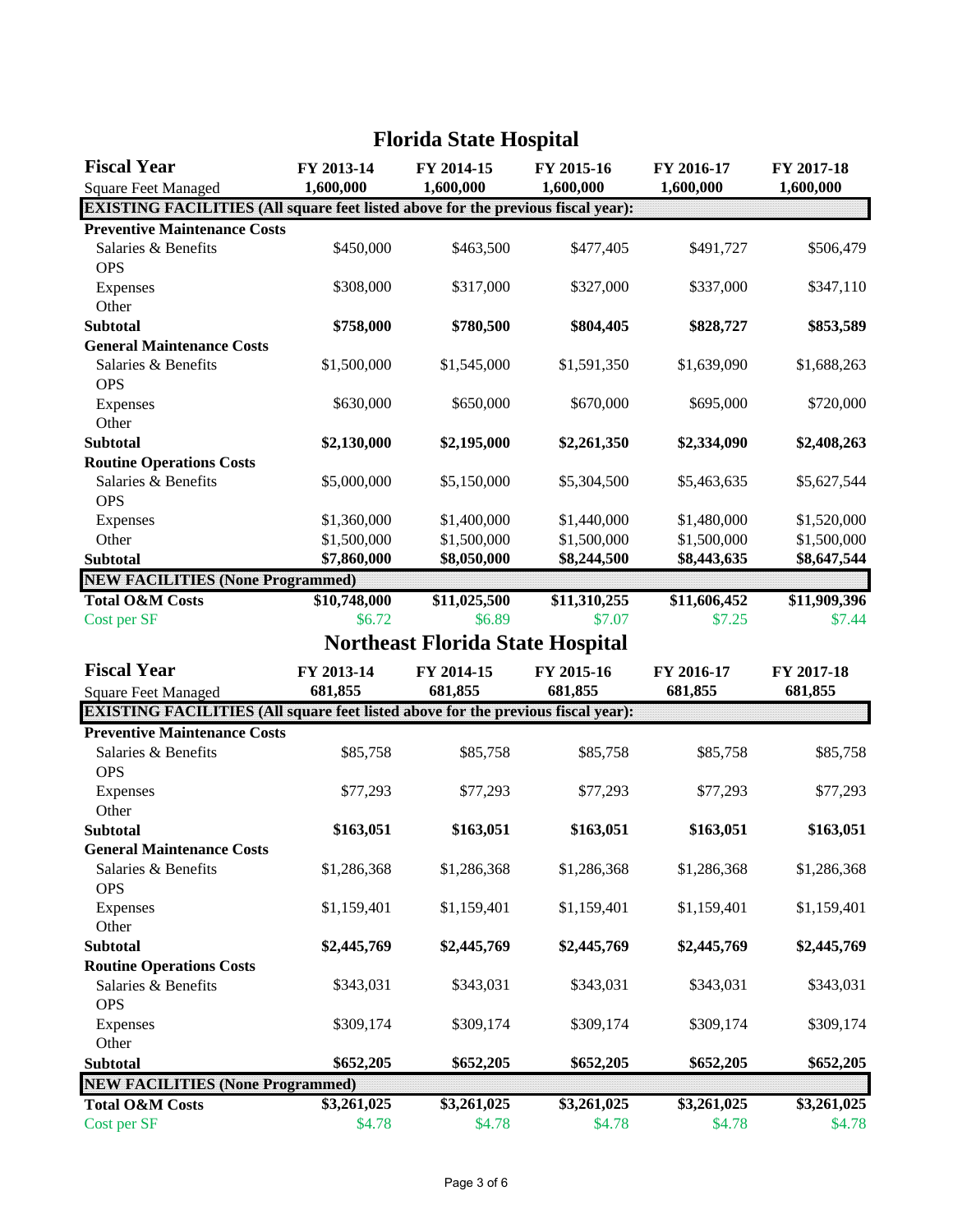## Florida State Hospital

| Fiscal Year | FY 2013-14 | FY 2014-15 | FY 2015-16 | FY 2016-17 | FY 2017-18 |
|---|---|---|---|---|---|
| Square Feet Managed | 1,600,000 | 1,600,000 | 1,600,000 | 1,600,000 | 1,600,000 |
| **EXISTING FACILITIES (All square feet listed above for the previous fiscal year):** | | | | | |
| **Preventive Maintenance Costs** | | | | | |
| Salaries & Benefits | $450,000 | $463,500 | $477,405 | $491,727 | $506,479 |
| OPS | | | | | |
| Expenses | $308,000 | $317,000 | $327,000 | $337,000 | $347,110 |
| Other | | | | | |
| **Subtotal** | **$758,000** | **$780,500** | **$804,405** | **$828,727** | **$853,589** |
| **General Maintenance Costs** | | | | | |
| Salaries & Benefits | $1,500,000 | $1,545,000 | $1,591,350 | $1,639,090 | $1,688,263 |
| OPS | | | | | |
| Expenses | $630,000 | $650,000 | $670,000 | $695,000 | $720,000 |
| Other | | | | | |
| **Subtotal** | **$2,130,000** | **$2,195,000** | **$2,261,350** | **$2,334,090** | **$2,408,263** |
| **Routine Operations Costs** | | | | | |
| Salaries & Benefits | $5,000,000 | $5,150,000 | $5,304,500 | $5,463,635 | $5,627,544 |
| OPS | | | | | |
| Expenses | $1,360,000 | $1,400,000 | $1,440,000 | $1,480,000 | $1,520,000 |
| Other | $1,500,000 | $1,500,000 | $1,500,000 | $1,500,000 | $1,500,000 |
| **Subtotal** | **$7,860,000** | **$8,050,000** | **$8,244,500** | **$8,443,635** | **$8,647,544** |
| **NEW FACILITIES (None Programmed)** | | | | | |
| **Total O&M Costs** | **$10,748,000** | **$11,025,500** | **$11,310,255** | **$11,606,452** | **$11,909,396** |
| Cost per SF | $6.72 | $6.89 | $7.07 | $7.25 | $7.44 |

## Northeast Florida State Hospital

| Fiscal Year | FY 2013-14 | FY 2014-15 | FY 2015-16 | FY 2016-17 | FY 2017-18 |
|---|---|---|---|---|---|
| Square Feet Managed | 681,855 | 681,855 | 681,855 | 681,855 | 681,855 |
| **EXISTING FACILITIES (All square feet listed above for the previous fiscal year):** | | | | | |
| **Preventive Maintenance Costs** | | | | | |
| Salaries & Benefits | $85,758 | $85,758 | $85,758 | $85,758 | $85,758 |
| OPS | | | | | |
| Expenses | $77,293 | $77,293 | $77,293 | $77,293 | $77,293 |
| Other | | | | | |
| **Subtotal** | **$163,051** | **$163,051** | **$163,051** | **$163,051** | **$163,051** |
| **General Maintenance Costs** | | | | | |
| Salaries & Benefits | $1,286,368 | $1,286,368 | $1,286,368 | $1,286,368 | $1,286,368 |
| OPS | | | | | |
| Expenses | $1,159,401 | $1,159,401 | $1,159,401 | $1,159,401 | $1,159,401 |
| Other | | | | | |
| **Subtotal** | **$2,445,769** | **$2,445,769** | **$2,445,769** | **$2,445,769** | **$2,445,769** |
| **Routine Operations Costs** | | | | | |
| Salaries & Benefits | $343,031 | $343,031 | $343,031 | $343,031 | $343,031 |
| OPS | | | | | |
| Expenses | $309,174 | $309,174 | $309,174 | $309,174 | $309,174 |
| Other | | | | | |
| **Subtotal** | **$652,205** | **$652,205** | **$652,205** | **$652,205** | **$652,205** |
| **NEW FACILITIES (None Programmed)** | | | | | |
| **Total O&M Costs** | **$3,261,025** | **$3,261,025** | **$3,261,025** | **$3,261,025** | **$3,261,025** |
| Cost per SF | $4.78 | $4.78 | $4.78 | $4.78 | $4.78 |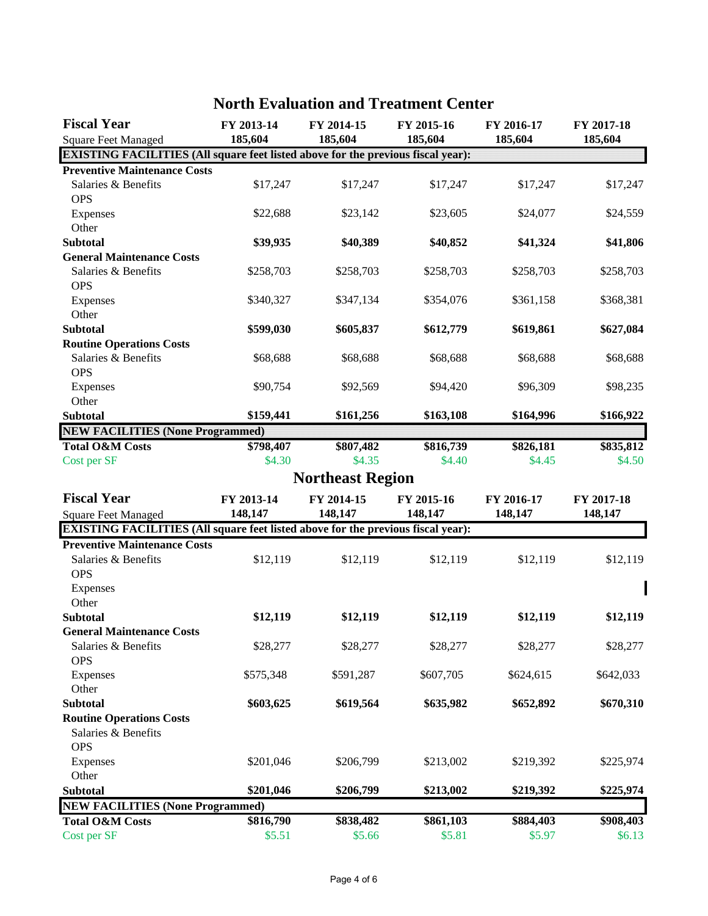## North Evaluation and Treatment Center

| Fiscal Year | FY 2013-14 | FY 2014-15 | FY 2015-16 | FY 2016-17 | FY 2017-18 |
|---|---|---|---|---|---|
| Square Feet Managed | 185,604 | 185,604 | 185,604 | 185,604 | 185,604 |
| **EXISTING FACILITIES (All square feet listed above for the previous fiscal year):** | | | | | |
| **Preventive Maintenance Costs** | | | | | |
| Salaries & Benefits | $17,247 | $17,247 | $17,247 | $17,247 | $17,247 |
| OPS | | | | | |
| Expenses | $22,688 | $23,142 | $23,605 | $24,077 | $24,559 |
| Other | | | | | |
| **Subtotal** | **$39,935** | **$40,389** | **$40,852** | **$41,324** | **$41,806** |
| **General Maintenance Costs** | | | | | |
| Salaries & Benefits | $258,703 | $258,703 | $258,703 | $258,703 | $258,703 |
| OPS | | | | | |
| Expenses | $340,327 | $347,134 | $354,076 | $361,158 | $368,381 |
| Other | | | | | |
| **Subtotal** | **$599,030** | **$605,837** | **$612,779** | **$619,861** | **$627,084** |
| **Routine Operations Costs** | | | | | |
| Salaries & Benefits | $68,688 | $68,688 | $68,688 | $68,688 | $68,688 |
| OPS | | | | | |
| Expenses | $90,754 | $92,569 | $94,420 | $96,309 | $98,235 |
| Other | | | | | |
| **Subtotal** | **$159,441** | **$161,256** | **$163,108** | **$164,996** | **$166,922** |
| **NEW FACILITIES (None Programmed)** | | | | | |
| **Total O&M Costs** | **$798,407** | **$807,482** | **$816,739** | **$826,181** | **$835,812** |
| Cost per SF | $4.30 | $4.35 | $4.40 | $4.45 | $4.50 |

## Northeast Region

| Fiscal Year | FY 2013-14 | FY 2014-15 | FY 2015-16 | FY 2016-17 | FY 2017-18 |
|---|---|---|---|---|---|
| Square Feet Managed | 148,147 | 148,147 | 148,147 | 148,147 | 148,147 |
| **EXISTING FACILITIES (All square feet listed above for the previous fiscal year):** | | | | | |
| **Preventive Maintenance Costs** | | | | | |
| Salaries & Benefits | $12,119 | $12,119 | $12,119 | $12,119 | $12,119 |
| OPS | | | | | |
| Expenses | | | | | |
| Other | | | | | |
| **Subtotal** | **$12,119** | **$12,119** | **$12,119** | **$12,119** | **$12,119** |
| **General Maintenance Costs** | | | | | |
| Salaries & Benefits | $28,277 | $28,277 | $28,277 | $28,277 | $28,277 |
| OPS | | | | | |
| Expenses | $575,348 | $591,287 | $607,705 | $624,615 | $642,033 |
| Other | | | | | |
| **Subtotal** | **$603,625** | **$619,564** | **$635,982** | **$652,892** | **$670,310** |
| **Routine Operations Costs** | | | | | |
| Salaries & Benefits | | | | | |
| OPS | | | | | |
| Expenses | $201,046 | $206,799 | $213,002 | $219,392 | $225,974 |
| Other | | | | | |
| **Subtotal** | **$201,046** | **$206,799** | **$213,002** | **$219,392** | **$225,974** |
| **NEW FACILITIES (None Programmed)** | | | | | |
| **Total O&M Costs** | **$816,790** | **$838,482** | **$861,103** | **$884,403** | **$908,403** |
| Cost per SF | $5.51 | $5.66 | $5.81 | $5.97 | $6.13 |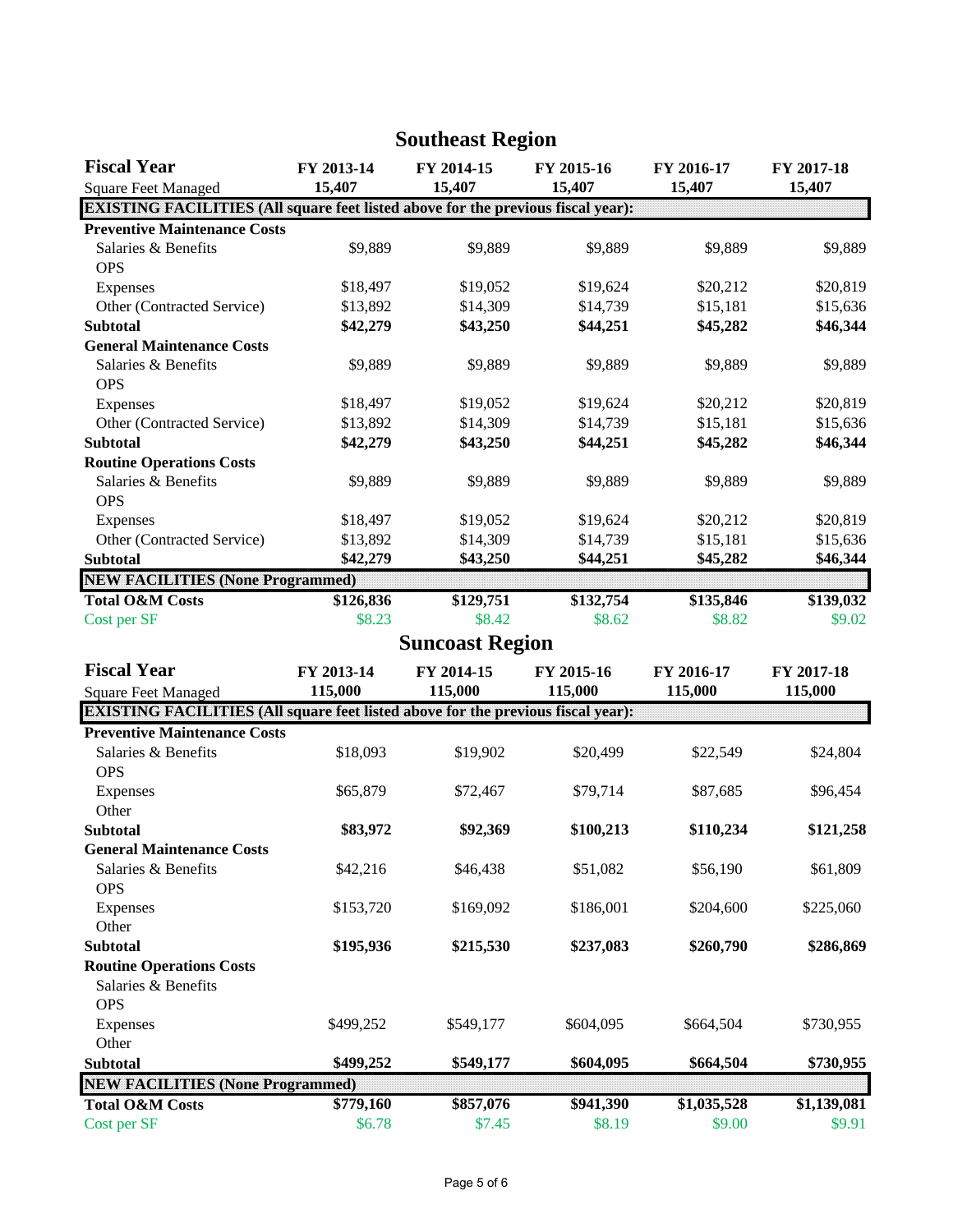## Southeast Region

| Fiscal Year | FY 2013-14 | FY 2014-15 | FY 2015-16 | FY 2016-17 | FY 2017-18 |
|---|---|---|---|---|---|
| Square Feet Managed | 15,407 | 15,407 | 15,407 | 15,407 | 15,407 |
| **EXISTING FACILITIES (All square feet listed above for the previous fiscal year):** | | | | | |
| **Preventive Maintenance Costs** | | | | | |
| Salaries & Benefits | $9,889 | $9,889 | $9,889 | $9,889 | $9,889 |
| OPS | | | | | |
| Expenses | $18,497 | $19,052 | $19,624 | $20,212 | $20,819 |
| Other (Contracted Service) | $13,892 | $14,309 | $14,739 | $15,181 | $15,636 |
| **Subtotal** | **$42,279** | **$43,250** | **$44,251** | **$45,282** | **$46,344** |
| **General Maintenance Costs** | | | | | |
| Salaries & Benefits | $9,889 | $9,889 | $9,889 | $9,889 | $9,889 |
| OPS | | | | | |
| Expenses | $18,497 | $19,052 | $19,624 | $20,212 | $20,819 |
| Other (Contracted Service) | $13,892 | $14,309 | $14,739 | $15,181 | $15,636 |
| **Subtotal** | **$42,279** | **$43,250** | **$44,251** | **$45,282** | **$46,344** |
| **Routine Operations Costs** | | | | | |
| Salaries & Benefits | $9,889 | $9,889 | $9,889 | $9,889 | $9,889 |
| OPS | | | | | |
| Expenses | $18,497 | $19,052 | $19,624 | $20,212 | $20,819 |
| Other (Contracted Service) | $13,892 | $14,309 | $14,739 | $15,181 | $15,636 |
| **Subtotal** | **$42,279** | **$43,250** | **$44,251** | **$45,282** | **$46,344** |
| **NEW FACILITIES (None Programmed)** | | | | | |
| **Total O&M Costs** | **$126,836** | **$129,751** | **$132,754** | **$135,846** | **$139,032** |
| Cost per SF | $8.23 | $8.42 | $8.62 | $8.82 | $9.02 |

## Suncoast Region

| Fiscal Year | FY 2013-14 | FY 2014-15 | FY 2015-16 | FY 2016-17 | FY 2017-18 |
|---|---|---|---|---|---|
| Square Feet Managed | 115,000 | 115,000 | 115,000 | 115,000 | 115,000 |
| **EXISTING FACILITIES (All square feet listed above for the previous fiscal year):** | | | | | |
| **Preventive Maintenance Costs** | | | | | |
| Salaries & Benefits | $18,093 | $19,902 | $20,499 | $22,549 | $24,804 |
| OPS | | | | | |
| Expenses | $65,879 | $72,467 | $79,714 | $87,685 | $96,454 |
| Other | | | | | |
| **Subtotal** | **$83,972** | **$92,369** | **$100,213** | **$110,234** | **$121,258** |
| **General Maintenance Costs** | | | | | |
| Salaries & Benefits | $42,216 | $46,438 | $51,082 | $56,190 | $61,809 |
| OPS | | | | | |
| Expenses | $153,720 | $169,092 | $186,001 | $204,600 | $225,060 |
| Other | | | | | |
| **Subtotal** | **$195,936** | **$215,530** | **$237,083** | **$260,790** | **$286,869** |
| **Routine Operations Costs** | | | | | |
| Salaries & Benefits | | | | | |
| OPS | | | | | |
| Expenses | $499,252 | $549,177 | $604,095 | $664,504 | $730,955 |
| Other | | | | | |
| **Subtotal** | **$499,252** | **$549,177** | **$604,095** | **$664,504** | **$730,955** |
| **NEW FACILITIES (None Programmed)** | | | | | |
| **Total O&M Costs** | **$779,160** | **$857,076** | **$941,390** | **$1,035,528** | **$1,139,081** |
| Cost per SF | $6.78 | $7.45 | $8.19 | $9.00 | $9.91 |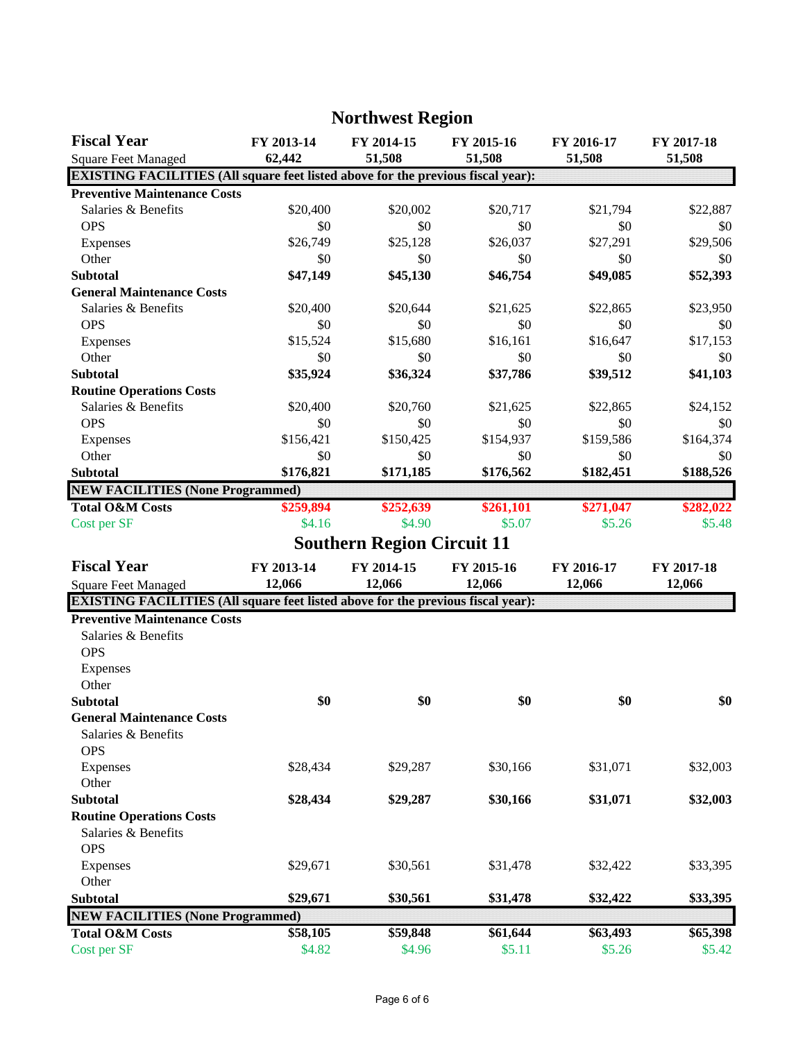## Northwest Region

| Fiscal Year | FY 2013-14 | FY 2014-15 | FY 2015-16 | FY 2016-17 | FY 2017-18 |
|---|---|---|---|---|---|
| Square Feet Managed | 62,442 | 51,508 | 51,508 | 51,508 | 51,508 |
| **EXISTING FACILITIES (All square feet listed above for the previous fiscal year):** | | | | | |
| **Preventive Maintenance Costs** | | | | | |
| Salaries & Benefits | $20,400 | $20,002 | $20,717 | $21,794 | $22,887 |
| OPS | $0 | $0 | $0 | $0 | $0 |
| Expenses | $26,749 | $25,128 | $26,037 | $27,291 | $29,506 |
| Other | $0 | $0 | $0 | $0 | $0 |
| **Subtotal** | **$47,149** | **$45,130** | **$46,754** | **$49,085** | **$52,393** |
| **General Maintenance Costs** | | | | | |
| Salaries & Benefits | $20,400 | $20,644 | $21,625 | $22,865 | $23,950 |
| OPS | $0 | $0 | $0 | $0 | $0 |
| Expenses | $15,524 | $15,680 | $16,161 | $16,647 | $17,153 |
| Other | $0 | $0 | $0 | $0 | $0 |
| **Subtotal** | **$35,924** | **$36,324** | **$37,786** | **$39,512** | **$41,103** |
| **Routine Operations Costs** | | | | | |
| Salaries & Benefits | $20,400 | $20,760 | $21,625 | $22,865 | $24,152 |
| OPS | $0 | $0 | $0 | $0 | $0 |
| Expenses | $156,421 | $150,425 | $154,937 | $159,586 | $164,374 |
| Other | $0 | $0 | $0 | $0 | $0 |
| **Subtotal** | **$176,821** | **$171,185** | **$176,562** | **$182,451** | **$188,526** |
| **NEW FACILITIES (None Programmed)** | | | | | |
| **Total O&M Costs** | **$259,894** | **$252,639** | **$261,101** | **$271,047** | **$282,022** |
| Cost per SF | $4.16 | $4.90 | $5.07 | $5.26 | $5.48 |

## Southern Region Circuit 11

| Fiscal Year | FY 2013-14 | FY 2014-15 | FY 2015-16 | FY 2016-17 | FY 2017-18 |
|---|---|---|---|---|---|
| Square Feet Managed | 12,066 | 12,066 | 12,066 | 12,066 | 12,066 |
| **EXISTING FACILITIES (All square feet listed above for the previous fiscal year):** | | | | | |
| **Preventive Maintenance Costs** | | | | | |
| Salaries & Benefits | | | | | |
| OPS | | | | | |
| Expenses | | | | | |
| Other | | | | | |
| **Subtotal** | **$0** | **$0** | **$0** | **$0** | **$0** |
| **General Maintenance Costs** | | | | | |
| Salaries & Benefits | | | | | |
| OPS | | | | | |
| Expenses | $28,434 | $29,287 | $30,166 | $31,071 | $32,003 |
| Other | | | | | |
| **Subtotal** | **$28,434** | **$29,287** | **$30,166** | **$31,071** | **$32,003** |
| **Routine Operations Costs** | | | | | |
| Salaries & Benefits | | | | | |
| OPS | | | | | |
| Expenses | $29,671 | $30,561 | $31,478 | $32,422 | $33,395 |
| Other | | | | | |
| **Subtotal** | **$29,671** | **$30,561** | **$31,478** | **$32,422** | **$33,395** |
| **NEW FACILITIES (None Programmed)** | | | | | |
| **Total O&M Costs** | **$58,105** | **$59,848** | **$61,644** | **$63,493** | **$65,398** |
| Cost per SF | $4.82 | $4.96 | $5.11 | $5.26 | $5.42 |